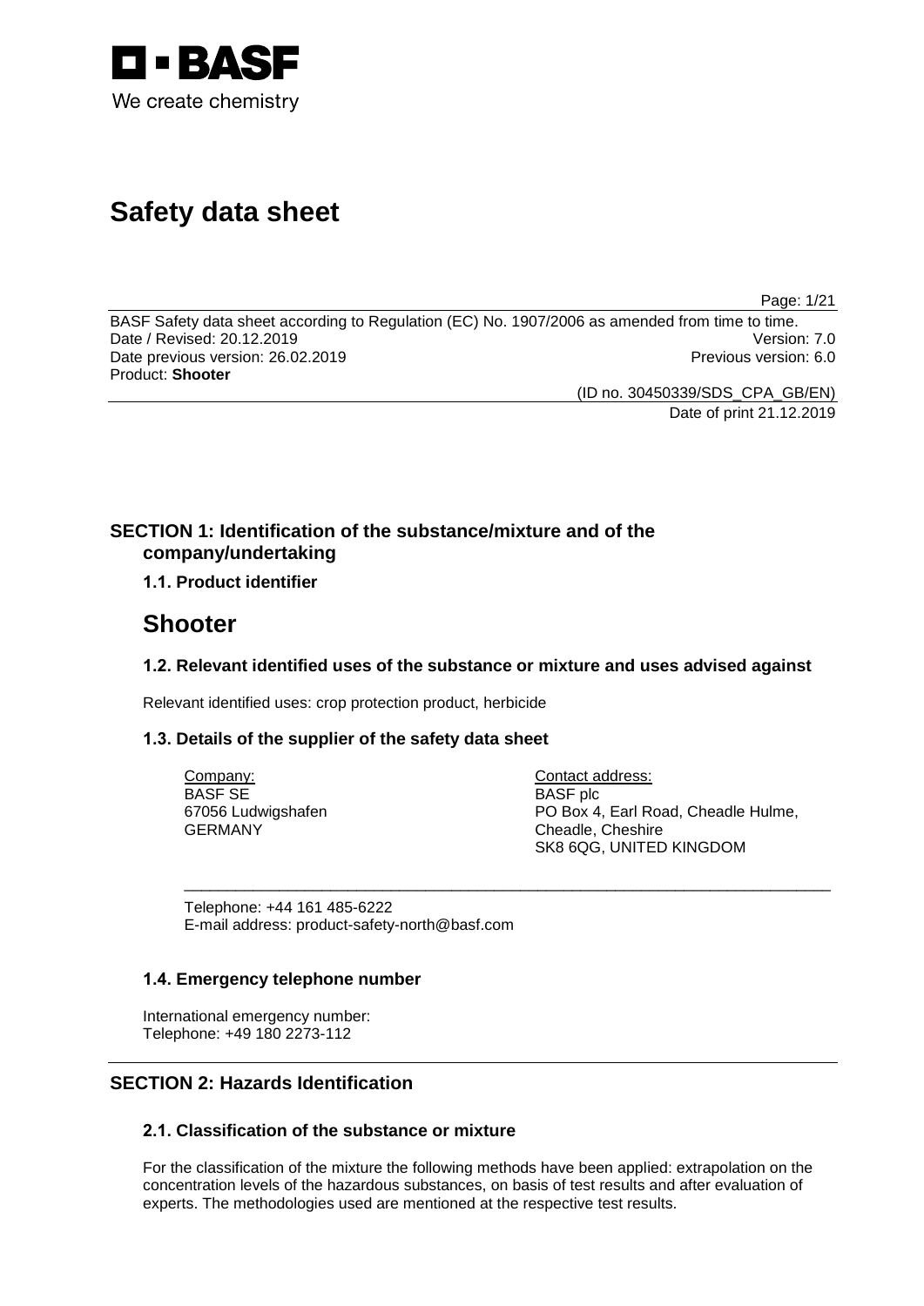BASF

We create chemistry

# Safety data sheet

BASF Safety data sheet according to Regulation (EC) No. 1907/2006 as amended from time to time.
Date / Revised: 20.12.2019 Version: 7.0
Date previous version: 26.02.2019 Previous version: 6.0
Product: **Shooter**

(ID no. 30450339/SDS_CPA_GB/EN)
Date of print 21.12.2019

## SECTION 1: Identification of the substance/mixture and of the company/undertaking

### 1.1. Product identifier

# Shooter

### 1.2. Relevant identified uses of the substance or mixture and uses advised against

Relevant identified uses: crop protection product, herbicide

### 1.3. Details of the supplier of the safety data sheet

Company:
BASF SE
67056 Ludwigshafen
GERMANY

Contact address:
BASF plc
PO Box 4, Earl Road, Cheadle Hulme,
Cheadle, Cheshire
SK8 6QG, UNITED KINGDOM

Telephone: +44 161 485-6222
E-mail address: product-safety-north@basf.com

### 1.4. Emergency telephone number

International emergency number:
Telephone: +49 180 2273-112

## SECTION 2: Hazards Identification

### 2.1. Classification of the substance or mixture

For the classification of the mixture the following methods have been applied: extrapolation on the concentration levels of the hazardous substances, on basis of test results and after evaluation of experts. The methodologies used are mentioned at the respective test results.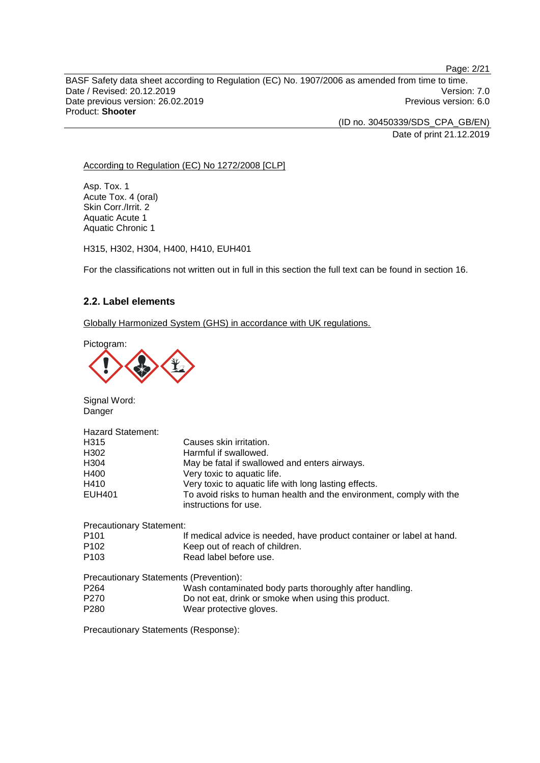According to Regulation (EC) No 1272/2008 [CLP]

Asp. Tox. 1
Acute Tox. 4 (oral)
Skin Corr./Irrit. 2
Aquatic Acute 1
Aquatic Chronic 1

H315, H302, H304, H400, H410, EUH401

For the classifications not written out in full in this section the full text can be found in section 16.

## 2.2. Label elements

Globally Harmonized System (GHS) in accordance with UK regulations.

Pictogram:

Signal Word:
Danger

Hazard Statement:

| | |
|---|---|
| H315 | Causes skin irritation. |
| H302 | Harmful if swallowed. |
| H304 | May be fatal if swallowed and enters airways. |
| H400 | Very toxic to aquatic life. |
| H410 | Very toxic to aquatic life with long lasting effects. |
| EUH401 | To avoid risks to human health and the environment, comply with the instructions for use. |

Precautionary Statement:

| | |
|---|---|
| P101 | If medical advice is needed, have product container or label at hand. |
| P102 | Keep out of reach of children. |
| P103 | Read label before use. |

Precautionary Statements (Prevention):

| | |
|---|---|
| P264 | Wash contaminated body parts thoroughly after handling. |
| P270 | Do not eat, drink or smoke when using this product. |
| P280 | Wear protective gloves. |

Precautionary Statements (Response):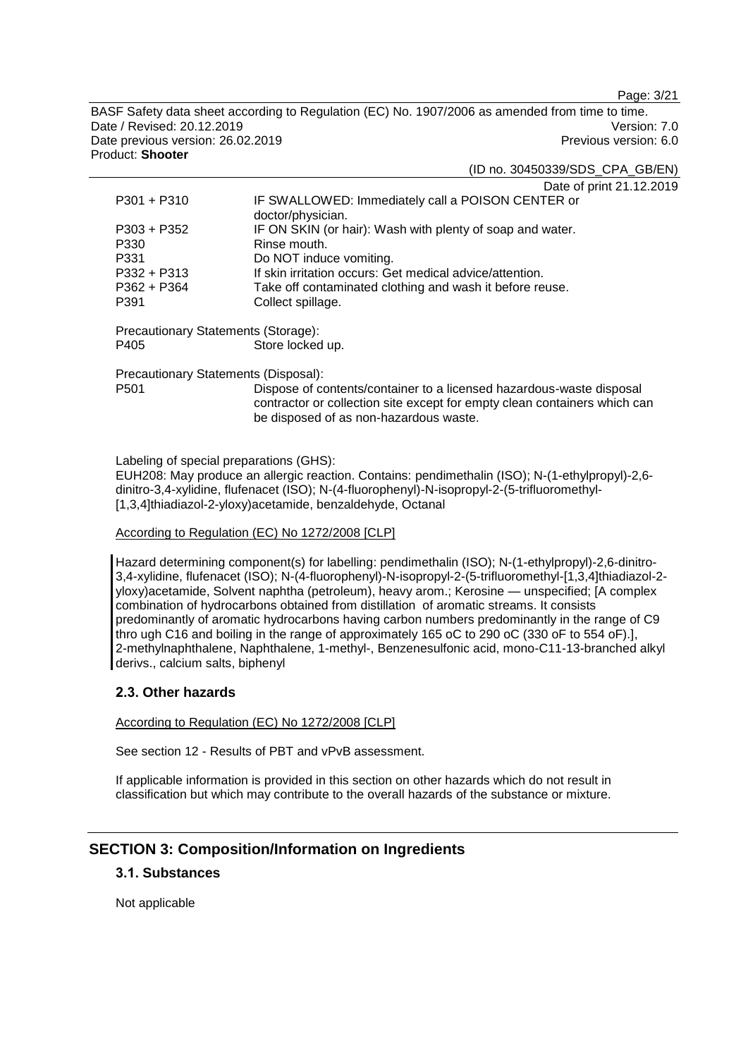Date of print 21.12.2019

| | |
|---|---|
| P301 + P310 | IF SWALLOWED: Immediately call a POISON CENTER or doctor/physician. |
| P303 + P352 | IF ON SKIN (or hair): Wash with plenty of soap and water. |
| P330 | Rinse mouth. |
| P331 | Do NOT induce vomiting. |
| P332 + P313 | If skin irritation occurs: Get medical advice/attention. |
| P362 + P364 | Take off contaminated clothing and wash it before reuse. |
| P391 | Collect spillage. |

Precautionary Statements (Storage):

| | |
|---|---|
| P405 | Store locked up. |

Precautionary Statements (Disposal):

| | |
|---|---|
| P501 | Dispose of contents/container to a licensed hazardous-waste disposal contractor or collection site except for empty clean containers which can be disposed of as non-hazardous waste. |

Labeling of special preparations (GHS):
EUH208: May produce an allergic reaction. Contains: pendimethalin (ISO); N-(1-ethylpropyl)-2,6-dinitro-3,4-xylidine, flufenacet (ISO); N-(4-fluorophenyl)-N-isopropyl-2-(5-trifluoromethyl-[1,3,4]thiadiazol-2-yloxy)acetamide, benzaldehyde, Octanal

According to Regulation (EC) No 1272/2008 [CLP]

Hazard determining component(s) for labelling: pendimethalin (ISO); N-(1-ethylpropyl)-2,6-dinitro-3,4-xylidine, flufenacet (ISO); N-(4-fluorophenyl)-N-isopropyl-2-(5-trifluoromethyl-[1,3,4]thiadiazol-2-yloxy)acetamide, Solvent naphtha (petroleum), heavy arom.; Kerosine — unspecified; [A complex combination of hydrocarbons obtained from distillation of aromatic streams. It consists predominantly of aromatic hydrocarbons having carbon numbers predominantly in the range of C9 thro ugh C16 and boiling in the range of approximately 165 oC to 290 oC (330 oF to 554 oF).], 2-methylnaphthalene, Naphthalene, 1-methyl-, Benzenesulfonic acid, mono-C11-13-branched alkyl derivs., calcium salts, biphenyl

### 2.3. Other hazards

According to Regulation (EC) No 1272/2008 [CLP]

See section 12 - Results of PBT and vPvB assessment.

If applicable information is provided in this section on other hazards which do not result in classification but which may contribute to the overall hazards of the substance or mixture.

## SECTION 3: Composition/Information on Ingredients

### 3.1. Substances

Not applicable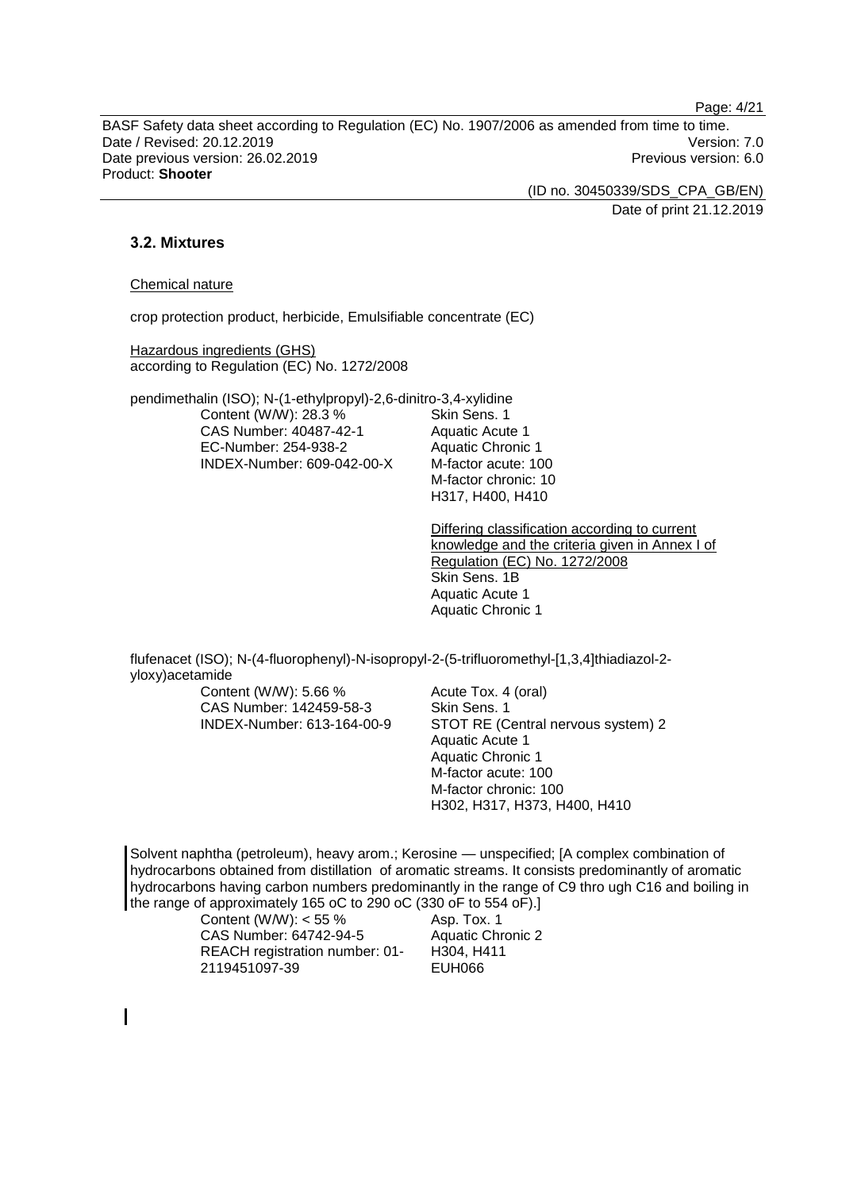### 3.2. Mixtures

Chemical nature

crop protection product, herbicide, Emulsifiable concentrate (EC)

Hazardous ingredients (GHS)
according to Regulation (EC) No. 1272/2008

pendimethalin (ISO); N-(1-ethylpropyl)-2,6-dinitro-3,4-xylidine

Content (W/W): 28.3 %
CAS Number: 40487-42-1
EC-Number: 254-938-2
INDEX-Number: 609-042-00-X

Skin Sens. 1
Aquatic Acute 1
Aquatic Chronic 1
M-factor acute: 100
M-factor chronic: 10
H317, H400, H410

Differing classification according to current knowledge and the criteria given in Annex I of Regulation (EC) No. 1272/2008
Skin Sens. 1B
Aquatic Acute 1
Aquatic Chronic 1

flufenacet (ISO); N-(4-fluorophenyl)-N-isopropyl-2-(5-trifluoromethyl-[1,3,4]thiadiazol-2-yloxy)acetamide

Content (W/W): 5.66 %
CAS Number: 142459-58-3
INDEX-Number: 613-164-00-9

Acute Tox. 4 (oral)
Skin Sens. 1
STOT RE (Central nervous system) 2
Aquatic Acute 1
Aquatic Chronic 1
M-factor acute: 100
M-factor chronic: 100
H302, H317, H373, H400, H410

Solvent naphtha (petroleum), heavy arom.; Kerosine — unspecified; [A complex combination of hydrocarbons obtained from distillation of aromatic streams. It consists predominantly of aromatic hydrocarbons having carbon numbers predominantly in the range of C9 thro ugh C16 and boiling in the range of approximately 165 oC to 290 oC (330 oF to 554 oF).]

Content (W/W): < 55 %
CAS Number: 64742-94-5
REACH registration number: 01-2119451097-39

Asp. Tox. 1
Aquatic Chronic 2
H304, H411
EUH066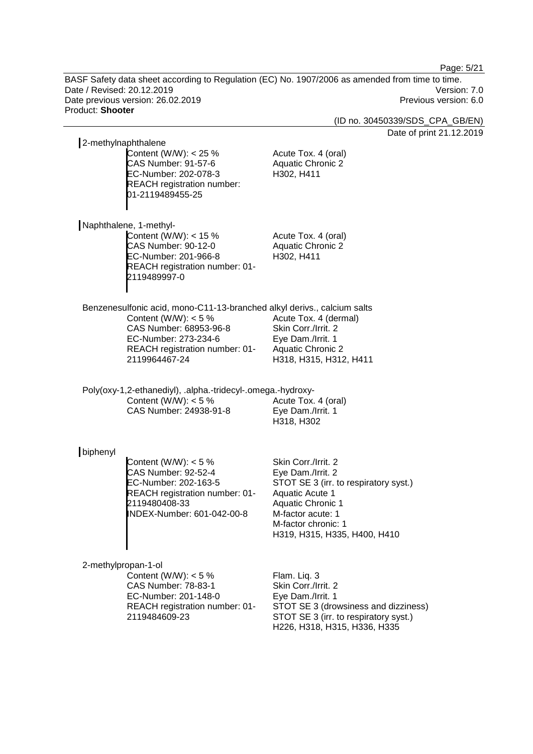2-methylnaphthalene

Content (W/W): < 25 %
CAS Number: 91-57-6
EC-Number: 202-078-3
REACH registration number: 01-2119489455-25

Acute Tox. 4 (oral)
Aquatic Chronic 2
H302, H411

Naphthalene, 1-methyl-

Content (W/W): < 15 %
CAS Number: 90-12-0
EC-Number: 201-966-8
REACH registration number: 01-2119489997-0

Acute Tox. 4 (oral)
Aquatic Chronic 2
H302, H411

Benzenesulfonic acid, mono-C11-13-branched alkyl derivs., calcium salts

Content (W/W): < 5 %
CAS Number: 68953-96-8
EC-Number: 273-234-6
REACH registration number: 01-2119964467-24

Acute Tox. 4 (dermal)
Skin Corr./Irrit. 2
Eye Dam./Irrit. 1
Aquatic Chronic 2
H318, H315, H312, H411

Poly(oxy-1,2-ethanediyl), .alpha.-tridecyl-.omega.-hydroxy-

Content (W/W): < 5 %
CAS Number: 24938-91-8

Acute Tox. 4 (oral)
Eye Dam./Irrit. 1
H318, H302

biphenyl

Content (W/W): < 5 %
CAS Number: 92-52-4
EC-Number: 202-163-5
REACH registration number: 01-2119480408-33
INDEX-Number: 601-042-00-8

Skin Corr./Irrit. 2
Eye Dam./Irrit. 2
STOT SE 3 (irr. to respiratory syst.)
Aquatic Acute 1
Aquatic Chronic 1
M-factor acute: 1
M-factor chronic: 1
H319, H315, H335, H400, H410

2-methylpropan-1-ol

Content (W/W): < 5 %
CAS Number: 78-83-1
EC-Number: 201-148-0
REACH registration number: 01-2119484609-23

Flam. Liq. 3
Skin Corr./Irrit. 2
Eye Dam./Irrit. 1
STOT SE 3 (drowsiness and dizziness)
STOT SE 3 (irr. to respiratory syst.)
H226, H318, H315, H336, H335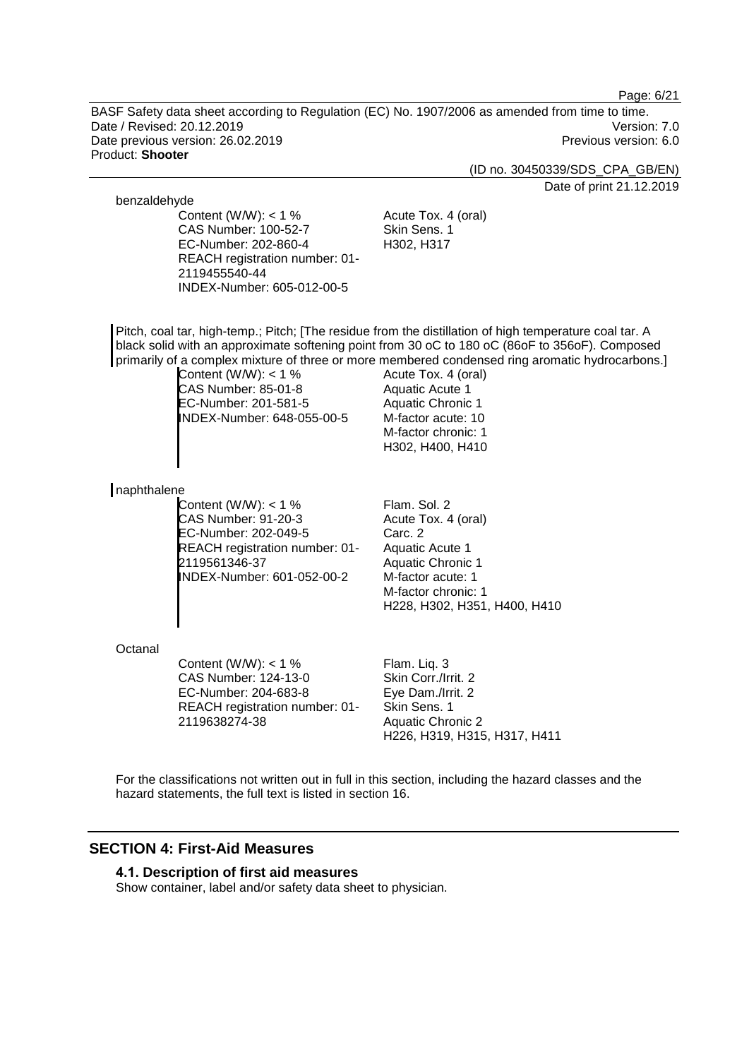benzaldehyde

| | |
|---|---|
| Content (W/W): < 1 %<br>CAS Number: 100-52-7<br>EC-Number: 202-860-4<br>REACH registration number: 01-2119455540-44<br>INDEX-Number: 605-012-00-5 | Acute Tox. 4 (oral)<br>Skin Sens. 1<br>H302, H317 |

Pitch, coal tar, high-temp.; Pitch; [The residue from the distillation of high temperature coal tar. A black solid with an approximate softening point from 30 oC to 180 oC (86oF to 356oF). Composed primarily of a complex mixture of three or more membered condensed ring aromatic hydrocarbons.]

| | |
|---|---|
| Content (W/W): < 1 %<br>CAS Number: 85-01-8<br>EC-Number: 201-581-5<br>INDEX-Number: 648-055-00-5 | Acute Tox. 4 (oral)<br>Aquatic Acute 1<br>Aquatic Chronic 1<br>M-factor acute: 10<br>M-factor chronic: 1<br>H302, H400, H410 |

naphthalene

| | |
|---|---|
| Content (W/W): < 1 %<br>CAS Number: 91-20-3<br>EC-Number: 202-049-5<br>REACH registration number: 01-2119561346-37<br>INDEX-Number: 601-052-00-2 | Flam. Sol. 2<br>Acute Tox. 4 (oral)<br>Carc. 2<br>Aquatic Acute 1<br>Aquatic Chronic 1<br>M-factor acute: 1<br>M-factor chronic: 1<br>H228, H302, H351, H400, H410 |

Octanal

| | |
|---|---|
| Content (W/W): < 1 %<br>CAS Number: 124-13-0<br>EC-Number: 204-683-8<br>REACH registration number: 01-2119638274-38 | Flam. Liq. 3<br>Skin Corr./Irrit. 2<br>Eye Dam./Irrit. 2<br>Skin Sens. 1<br>Aquatic Chronic 2<br>H226, H319, H315, H317, H411 |

For the classifications not written out in full in this section, including the hazard classes and the hazard statements, the full text is listed in section 16.

## SECTION 4: First-Aid Measures

### 4.1. Description of first aid measures

Show container, label and/or safety data sheet to physician.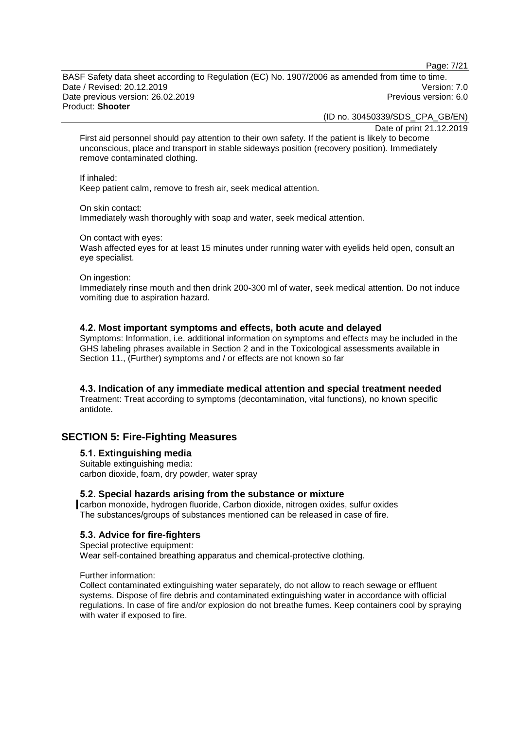First aid personnel should pay attention to their own safety. If the patient is likely to become unconscious, place and transport in stable sideways position (recovery position). Immediately remove contaminated clothing.

If inhaled:
Keep patient calm, remove to fresh air, seek medical attention.

On skin contact:
Immediately wash thoroughly with soap and water, seek medical attention.

On contact with eyes:
Wash affected eyes for at least 15 minutes under running water with eyelids held open, consult an eye specialist.

On ingestion:
Immediately rinse mouth and then drink 200-300 ml of water, seek medical attention. Do not induce vomiting due to aspiration hazard.

### 4.2. Most important symptoms and effects, both acute and delayed

Symptoms: Information, i.e. additional information on symptoms and effects may be included in the GHS labeling phrases available in Section 2 and in the Toxicological assessments available in Section 11., (Further) symptoms and / or effects are not known so far

### 4.3. Indication of any immediate medical attention and special treatment needed

Treatment: Treat according to symptoms (decontamination, vital functions), no known specific antidote.

## SECTION 5: Fire-Fighting Measures

### 5.1. Extinguishing media

Suitable extinguishing media:
carbon dioxide, foam, dry powder, water spray

### 5.2. Special hazards arising from the substance or mixture

carbon monoxide, hydrogen fluoride, Carbon dioxide, nitrogen oxides, sulfur oxides
The substances/groups of substances mentioned can be released in case of fire.

### 5.3. Advice for fire-fighters

Special protective equipment:
Wear self-contained breathing apparatus and chemical-protective clothing.

Further information:
Collect contaminated extinguishing water separately, do not allow to reach sewage or effluent systems. Dispose of fire debris and contaminated extinguishing water in accordance with official regulations. In case of fire and/or explosion do not breathe fumes. Keep containers cool by spraying with water if exposed to fire.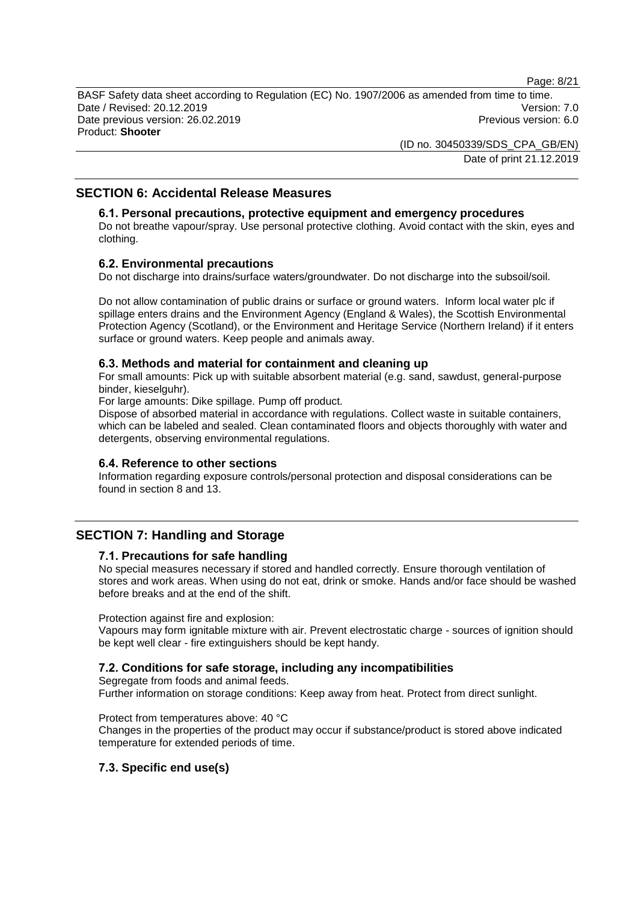## SECTION 6: Accidental Release Measures

### 6.1. Personal precautions, protective equipment and emergency procedures

Do not breathe vapour/spray. Use personal protective clothing. Avoid contact with the skin, eyes and clothing.

### 6.2. Environmental precautions

Do not discharge into drains/surface waters/groundwater. Do not discharge into the subsoil/soil.

Do not allow contamination of public drains or surface or ground waters. Inform local water plc if spillage enters drains and the Environment Agency (England & Wales), the Scottish Environmental Protection Agency (Scotland), or the Environment and Heritage Service (Northern Ireland) if it enters surface or ground waters. Keep people and animals away.

### 6.3. Methods and material for containment and cleaning up

For small amounts: Pick up with suitable absorbent material (e.g. sand, sawdust, general-purpose binder, kieselguhr).

For large amounts: Dike spillage. Pump off product.

Dispose of absorbed material in accordance with regulations. Collect waste in suitable containers, which can be labeled and sealed. Clean contaminated floors and objects thoroughly with water and detergents, observing environmental regulations.

### 6.4. Reference to other sections

Information regarding exposure controls/personal protection and disposal considerations can be found in section 8 and 13.

## SECTION 7: Handling and Storage

### 7.1. Precautions for safe handling

No special measures necessary if stored and handled correctly. Ensure thorough ventilation of stores and work areas. When using do not eat, drink or smoke. Hands and/or face should be washed before breaks and at the end of the shift.

Protection against fire and explosion:

Vapours may form ignitable mixture with air. Prevent electrostatic charge - sources of ignition should be kept well clear - fire extinguishers should be kept handy.

### 7.2. Conditions for safe storage, including any incompatibilities

Segregate from foods and animal feeds.

Further information on storage conditions: Keep away from heat. Protect from direct sunlight.

Protect from temperatures above: 40 °C

Changes in the properties of the product may occur if substance/product is stored above indicated temperature for extended periods of time.

### 7.3. Specific end use(s)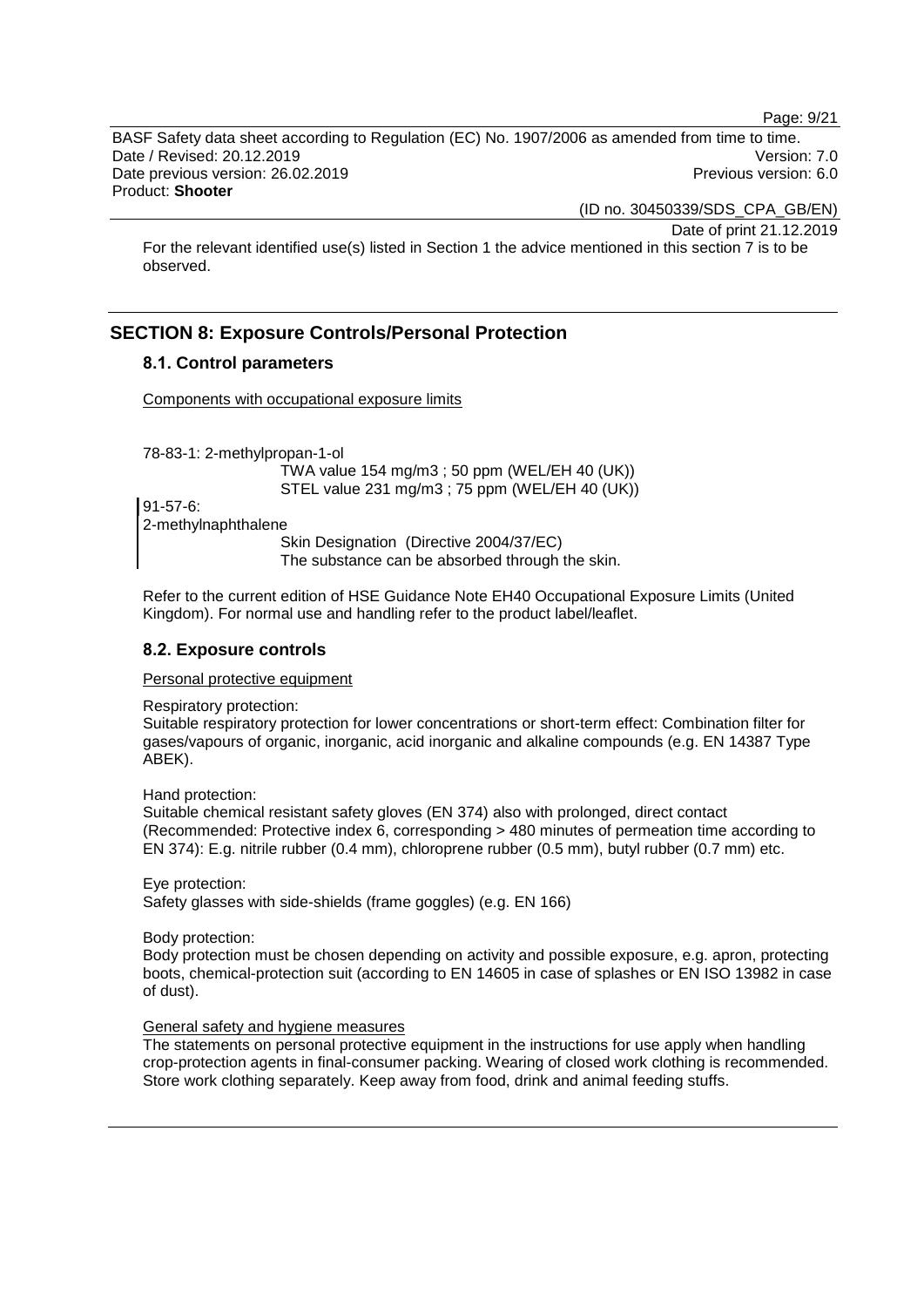For the relevant identified use(s) listed in Section 1 the advice mentioned in this section 7 is to be observed.

## SECTION 8: Exposure Controls/Personal Protection

### 8.1. Control parameters

Components with occupational exposure limits

78-83-1: 2-methylpropan-1-ol
TWA value 154 mg/m3 ; 50 ppm (WEL/EH 40 (UK))
STEL value 231 mg/m3 ; 75 ppm (WEL/EH 40 (UK))

91-57-6:
2-methylnaphthalene
Skin Designation (Directive 2004/37/EC)
The substance can be absorbed through the skin.

Refer to the current edition of HSE Guidance Note EH40 Occupational Exposure Limits (United Kingdom). For normal use and handling refer to the product label/leaflet.

### 8.2. Exposure controls

Personal protective equipment

Respiratory protection:
Suitable respiratory protection for lower concentrations or short-term effect: Combination filter for gases/vapours of organic, inorganic, acid inorganic and alkaline compounds (e.g. EN 14387 Type ABEK).

Hand protection:
Suitable chemical resistant safety gloves (EN 374) also with prolonged, direct contact (Recommended: Protective index 6, corresponding > 480 minutes of permeation time according to EN 374): E.g. nitrile rubber (0.4 mm), chloroprene rubber (0.5 mm), butyl rubber (0.7 mm) etc.

Eye protection:
Safety glasses with side-shields (frame goggles) (e.g. EN 166)

Body protection:
Body protection must be chosen depending on activity and possible exposure, e.g. apron, protecting boots, chemical-protection suit (according to EN 14605 in case of splashes or EN ISO 13982 in case of dust).

General safety and hygiene measures

The statements on personal protective equipment in the instructions for use apply when handling crop-protection agents in final-consumer packing. Wearing of closed work clothing is recommended. Store work clothing separately. Keep away from food, drink and animal feeding stuffs.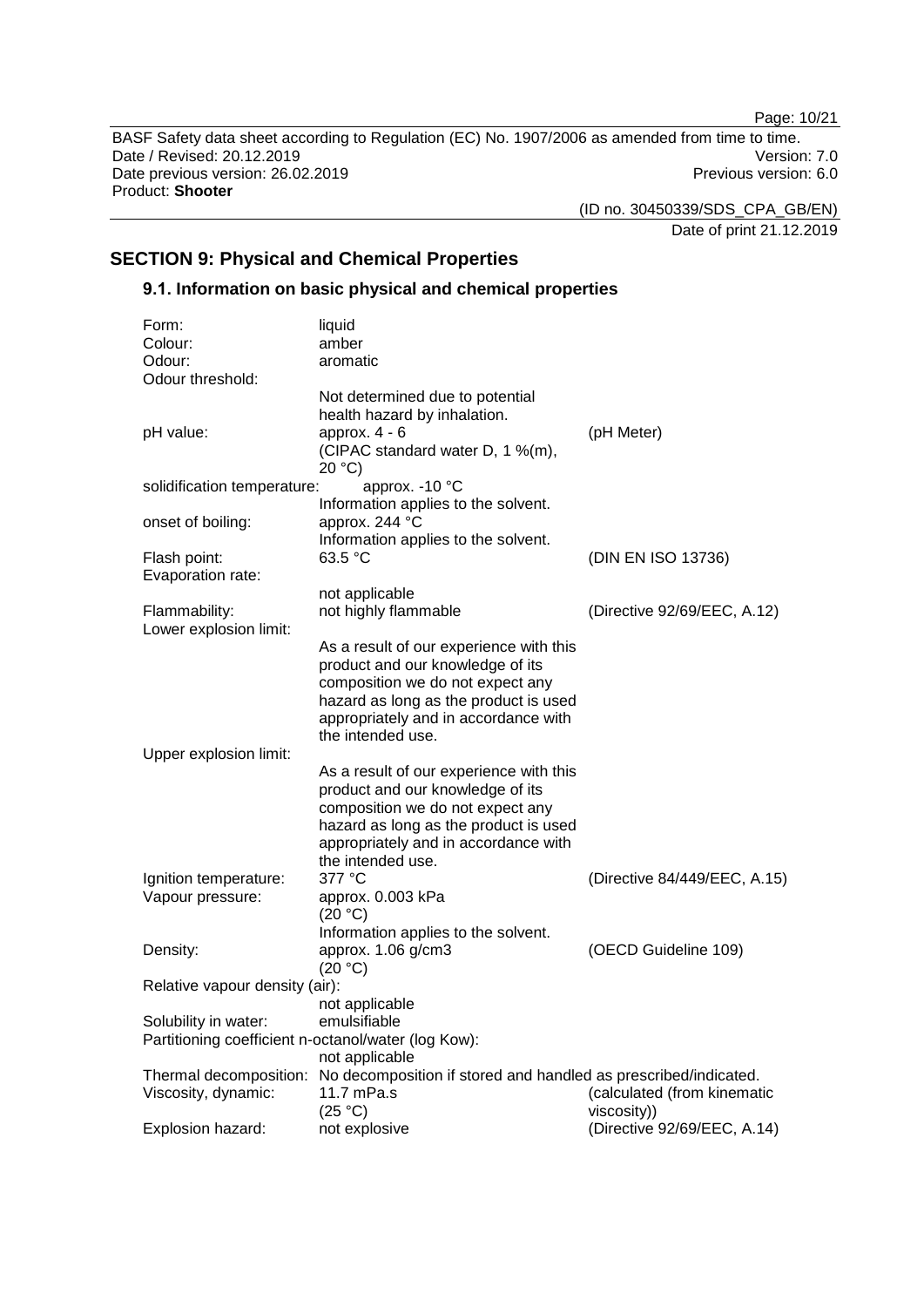## SECTION 9: Physical and Chemical Properties

### 9.1. Information on basic physical and chemical properties

| Property | Value | Method |
|---|---|---|
| Form: | liquid | |
| Colour: | amber | |
| Odour: | aromatic | |
| Odour threshold: | Not determined due to potential health hazard by inhalation. | |
| pH value: | approx. 4 - 6 (CIPAC standard water D, 1 %(m), 20 °C) | (pH Meter) |
| solidification temperature: | approx. -10 °C Information applies to the solvent. | |
| onset of boiling: | approx. 244 °C Information applies to the solvent. | |
| Flash point: | 63.5 °C | (DIN EN ISO 13736) |
| Evaporation rate: | not applicable | |
| Flammability: | not highly flammable | (Directive 92/69/EEC, A.12) |
| Lower explosion limit: | As a result of our experience with this product and our knowledge of its composition we do not expect any hazard as long as the product is used appropriately and in accordance with the intended use. | |
| Upper explosion limit: | As a result of our experience with this product and our knowledge of its composition we do not expect any hazard as long as the product is used appropriately and in accordance with the intended use. | |
| Ignition temperature: | 377 °C | (Directive 84/449/EEC, A.15) |
| Vapour pressure: | approx. 0.003 kPa (20 °C) Information applies to the solvent. | |
| Density: | approx. 1.06 g/cm3 (20 °C) | (OECD Guideline 109) |
| Relative vapour density (air): | not applicable | |
| Solubility in water: | emulsifiable | |
| Partitioning coefficient n-octanol/water (log Kow): | not applicable | |
| Thermal decomposition: | No decomposition if stored and handled as prescribed/indicated. | |
| Viscosity, dynamic: | 11.7 mPa.s (25 °C) | (calculated (from kinematic viscosity)) |
| Explosion hazard: | not explosive | (Directive 92/69/EEC, A.14) |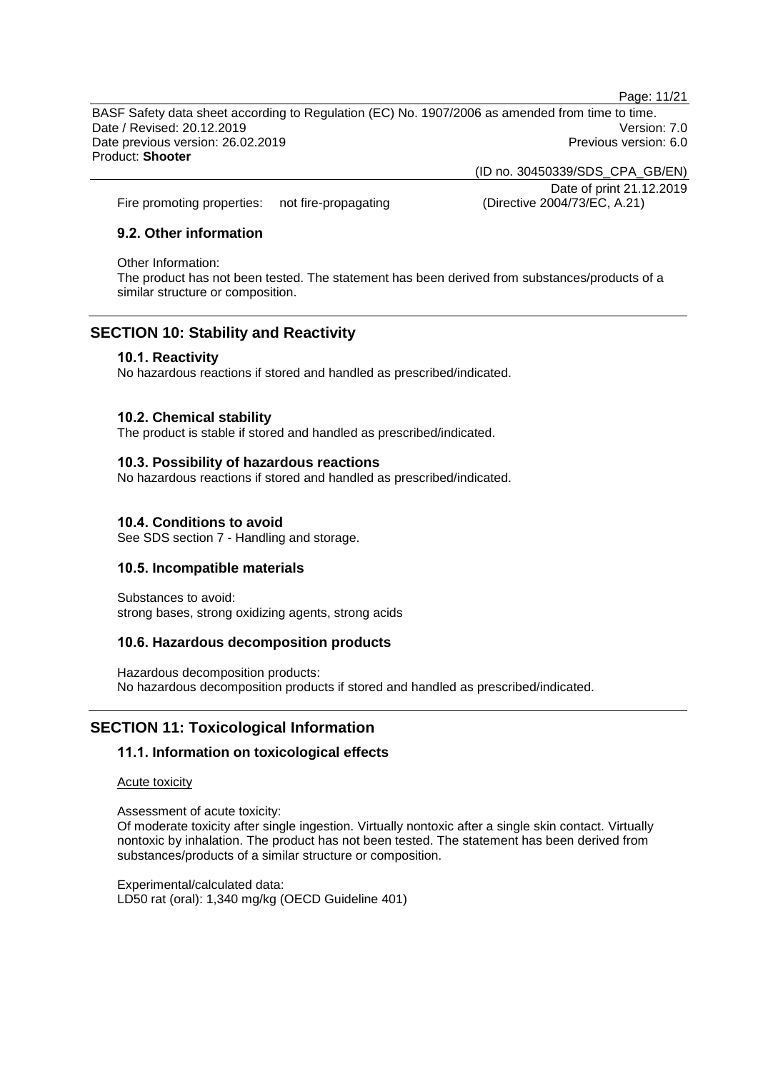Fire promoting properties: not fire-propagating (Directive 2004/73/EC, A.21)

### 9.2. Other information

Other Information:
The product has not been tested. The statement has been derived from substances/products of a similar structure or composition.

## SECTION 10: Stability and Reactivity

### 10.1. Reactivity

No hazardous reactions if stored and handled as prescribed/indicated.

### 10.2. Chemical stability

The product is stable if stored and handled as prescribed/indicated.

### 10.3. Possibility of hazardous reactions

No hazardous reactions if stored and handled as prescribed/indicated.

### 10.4. Conditions to avoid

See SDS section 7 - Handling and storage.

### 10.5. Incompatible materials

Substances to avoid:
strong bases, strong oxidizing agents, strong acids

### 10.6. Hazardous decomposition products

Hazardous decomposition products:
No hazardous decomposition products if stored and handled as prescribed/indicated.

## SECTION 11: Toxicological Information

### 11.1. Information on toxicological effects

Acute toxicity

Assessment of acute toxicity:
Of moderate toxicity after single ingestion. Virtually nontoxic after a single skin contact. Virtually nontoxic by inhalation. The product has not been tested. The statement has been derived from substances/products of a similar structure or composition.

Experimental/calculated data:
LD50 rat (oral): 1,340 mg/kg (OECD Guideline 401)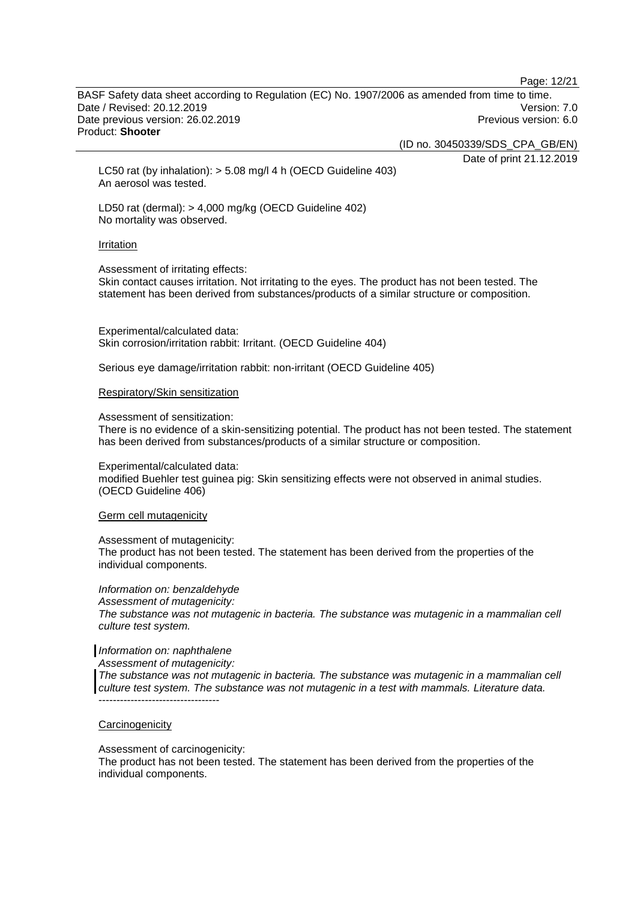LC50 rat (by inhalation): > 5.08 mg/l 4 h (OECD Guideline 403)
An aerosol was tested.

LD50 rat (dermal): > 4,000 mg/kg (OECD Guideline 402)
No mortality was observed.

Irritation

Assessment of irritating effects:
Skin contact causes irritation. Not irritating to the eyes. The product has not been tested. The statement has been derived from substances/products of a similar structure or composition.

Experimental/calculated data:
Skin corrosion/irritation rabbit: Irritant. (OECD Guideline 404)

Serious eye damage/irritation rabbit: non-irritant (OECD Guideline 405)

Respiratory/Skin sensitization

Assessment of sensitization:
There is no evidence of a skin-sensitizing potential. The product has not been tested. The statement has been derived from substances/products of a similar structure or composition.

Experimental/calculated data:
modified Buehler test guinea pig: Skin sensitizing effects were not observed in animal studies. (OECD Guideline 406)

Germ cell mutagenicity

Assessment of mutagenicity:
The product has not been tested. The statement has been derived from the properties of the individual components.

*Information on: benzaldehyde*
*Assessment of mutagenicity:*
*The substance was not mutagenic in bacteria. The substance was mutagenic in a mammalian cell culture test system.*

*Information on: naphthalene*
*Assessment of mutagenicity:*
*The substance was not mutagenic in bacteria. The substance was mutagenic in a mammalian cell culture test system. The substance was not mutagenic in a test with mammals. Literature data.*
----------------------------------

Carcinogenicity

Assessment of carcinogenicity:
The product has not been tested. The statement has been derived from the properties of the individual components.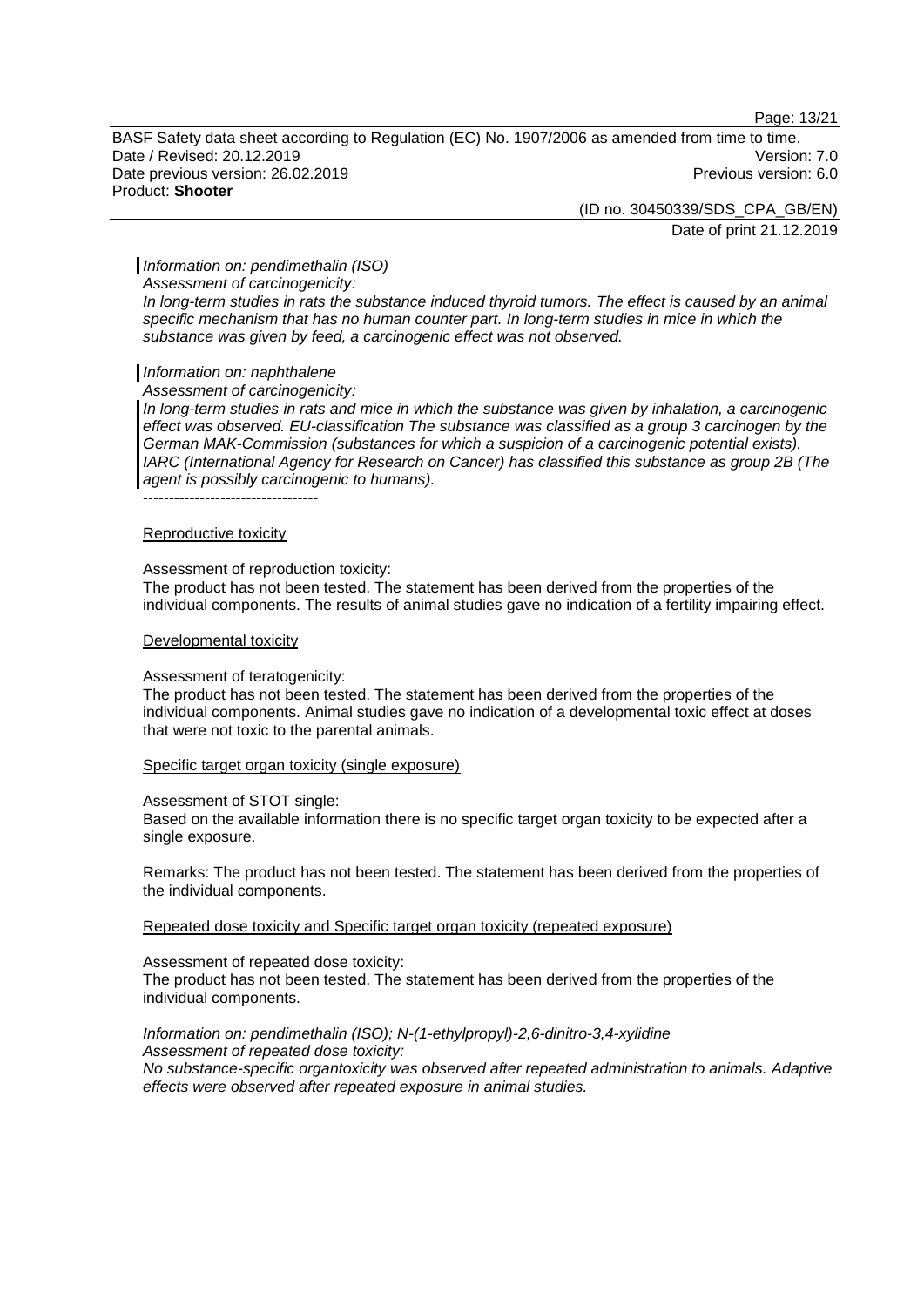*Information on: pendimethalin (ISO)*
*Assessment of carcinogenicity:*
*In long-term studies in rats the substance induced thyroid tumors. The effect is caused by an animal specific mechanism that has no human counter part. In long-term studies in mice in which the substance was given by feed, a carcinogenic effect was not observed.*

*Information on: naphthalene*
*Assessment of carcinogenicity:*
*In long-term studies in rats and mice in which the substance was given by inhalation, a carcinogenic effect was observed. EU-classification The substance was classified as a group 3 carcinogen by the German MAK-Commission (substances for which a suspicion of a carcinogenic potential exists). IARC (International Agency for Research on Cancer) has classified this substance as group 2B (The agent is possibly carcinogenic to humans).*
----------------------------------

Reproductive toxicity

Assessment of reproduction toxicity:
The product has not been tested. The statement has been derived from the properties of the individual components. The results of animal studies gave no indication of a fertility impairing effect.

Developmental toxicity

Assessment of teratogenicity:
The product has not been tested. The statement has been derived from the properties of the individual components. Animal studies gave no indication of a developmental toxic effect at doses that were not toxic to the parental animals.

Specific target organ toxicity (single exposure)

Assessment of STOT single:
Based on the available information there is no specific target organ toxicity to be expected after a single exposure.

Remarks: The product has not been tested. The statement has been derived from the properties of the individual components.

Repeated dose toxicity and Specific target organ toxicity (repeated exposure)

Assessment of repeated dose toxicity:
The product has not been tested. The statement has been derived from the properties of the individual components.

*Information on: pendimethalin (ISO); N-(1-ethylpropyl)-2,6-dinitro-3,4-xylidine*
*Assessment of repeated dose toxicity:*
*No substance-specific organtoxicity was observed after repeated administration to animals. Adaptive effects were observed after repeated exposure in animal studies.*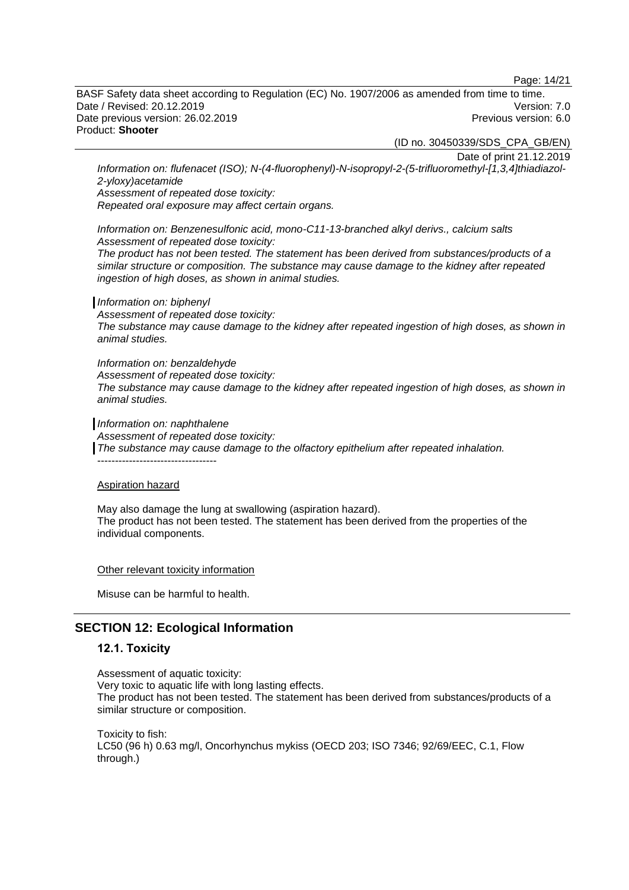*Information on: flufenacet (ISO); N-(4-fluorophenyl)-N-isopropyl-2-(5-trifluoromethyl-[1,3,4]thiadiazol-2-yloxy)acetamide*
*Assessment of repeated dose toxicity:*
*Repeated oral exposure may affect certain organs.*

*Information on: Benzenesulfonic acid, mono-C11-13-branched alkyl derivs., calcium salts*
*Assessment of repeated dose toxicity:*
*The product has not been tested. The statement has been derived from substances/products of a similar structure or composition. The substance may cause damage to the kidney after repeated ingestion of high doses, as shown in animal studies.*

*Information on: biphenyl*
*Assessment of repeated dose toxicity:*
*The substance may cause damage to the kidney after repeated ingestion of high doses, as shown in animal studies.*

*Information on: benzaldehyde*
*Assessment of repeated dose toxicity:*
*The substance may cause damage to the kidney after repeated ingestion of high doses, as shown in animal studies.*

*Information on: naphthalene*
*Assessment of repeated dose toxicity:*
*The substance may cause damage to the olfactory epithelium after repeated inhalation.*
----------------------------------

Aspiration hazard

May also damage the lung at swallowing (aspiration hazard).
The product has not been tested. The statement has been derived from the properties of the individual components.

Other relevant toxicity information

Misuse can be harmful to health.

## SECTION 12: Ecological Information

### 12.1. Toxicity

Assessment of aquatic toxicity:
Very toxic to aquatic life with long lasting effects.
The product has not been tested. The statement has been derived from substances/products of a similar structure or composition.

Toxicity to fish:
LC50 (96 h) 0.63 mg/l, Oncorhynchus mykiss (OECD 203; ISO 7346; 92/69/EEC, C.1, Flow through.)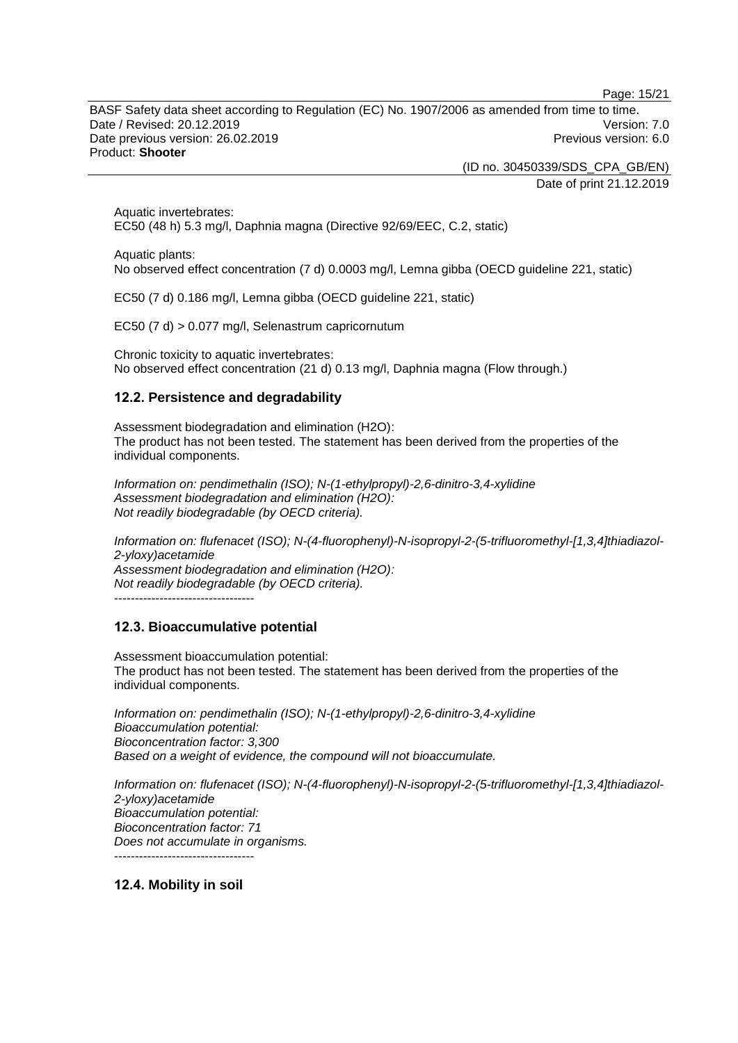Aquatic invertebrates:
EC50 (48 h) 5.3 mg/l, Daphnia magna (Directive 92/69/EEC, C.2, static)

Aquatic plants:
No observed effect concentration (7 d) 0.0003 mg/l, Lemna gibba (OECD guideline 221, static)

EC50 (7 d) 0.186 mg/l, Lemna gibba (OECD guideline 221, static)

EC50 (7 d) > 0.077 mg/l, Selenastrum capricornutum

Chronic toxicity to aquatic invertebrates:
No observed effect concentration (21 d) 0.13 mg/l, Daphnia magna (Flow through.)

## 12.2. Persistence and degradability

Assessment biodegradation and elimination (H2O):
The product has not been tested. The statement has been derived from the properties of the individual components.

*Information on: pendimethalin (ISO); N-(1-ethylpropyl)-2,6-dinitro-3,4-xylidine*
*Assessment biodegradation and elimination (H2O):*
*Not readily biodegradable (by OECD criteria).*

*Information on: flufenacet (ISO); N-(4-fluorophenyl)-N-isopropyl-2-(5-trifluoromethyl-[1,3,4]thiadiazol-2-yloxy)acetamide*
*Assessment biodegradation and elimination (H2O):*
*Not readily biodegradable (by OECD criteria).*
----------------------------------

## 12.3. Bioaccumulative potential

Assessment bioaccumulation potential:
The product has not been tested. The statement has been derived from the properties of the individual components.

*Information on: pendimethalin (ISO); N-(1-ethylpropyl)-2,6-dinitro-3,4-xylidine*
*Bioaccumulation potential:*
*Bioconcentration factor: 3,300*
*Based on a weight of evidence, the compound will not bioaccumulate.*

*Information on: flufenacet (ISO); N-(4-fluorophenyl)-N-isopropyl-2-(5-trifluoromethyl-[1,3,4]thiadiazol-2-yloxy)acetamide*
*Bioaccumulation potential:*
*Bioconcentration factor: 71*
*Does not accumulate in organisms.*
----------------------------------

## 12.4. Mobility in soil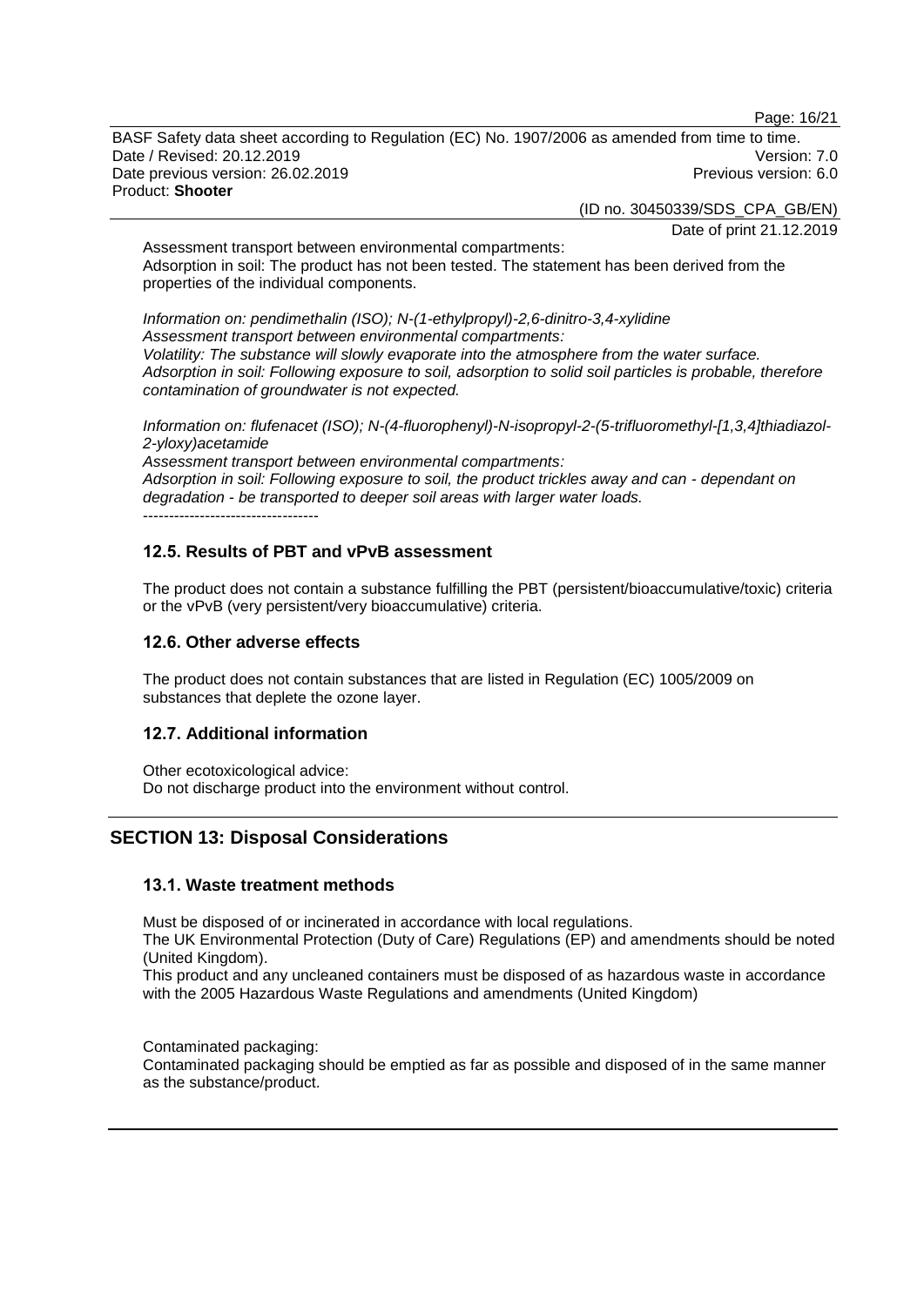Assessment transport between environmental compartments:
Adsorption in soil: The product has not been tested. The statement has been derived from the properties of the individual components.

*Information on: pendimethalin (ISO); N-(1-ethylpropyl)-2,6-dinitro-3,4-xylidine*
*Assessment transport between environmental compartments:*
*Volatility: The substance will slowly evaporate into the atmosphere from the water surface.*
*Adsorption in soil: Following exposure to soil, adsorption to solid soil particles is probable, therefore contamination of groundwater is not expected.*

*Information on: flufenacet (ISO); N-(4-fluorophenyl)-N-isopropyl-2-(5-trifluoromethyl-[1,3,4]thiadiazol-2-yloxy)acetamide*
*Assessment transport between environmental compartments:*
*Adsorption in soil: Following exposure to soil, the product trickles away and can - dependant on degradation - be transported to deeper soil areas with larger water loads.*
----------------------------------

### 12.5. Results of PBT and vPvB assessment

The product does not contain a substance fulfilling the PBT (persistent/bioaccumulative/toxic) criteria or the vPvB (very persistent/very bioaccumulative) criteria.

### 12.6. Other adverse effects

The product does not contain substances that are listed in Regulation (EC) 1005/2009 on substances that deplete the ozone layer.

### 12.7. Additional information

Other ecotoxicological advice:
Do not discharge product into the environment without control.

## SECTION 13: Disposal Considerations

### 13.1. Waste treatment methods

Must be disposed of or incinerated in accordance with local regulations.
The UK Environmental Protection (Duty of Care) Regulations (EP) and amendments should be noted (United Kingdom).
This product and any uncleaned containers must be disposed of as hazardous waste in accordance with the 2005 Hazardous Waste Regulations and amendments (United Kingdom)

Contaminated packaging:
Contaminated packaging should be emptied as far as possible and disposed of in the same manner as the substance/product.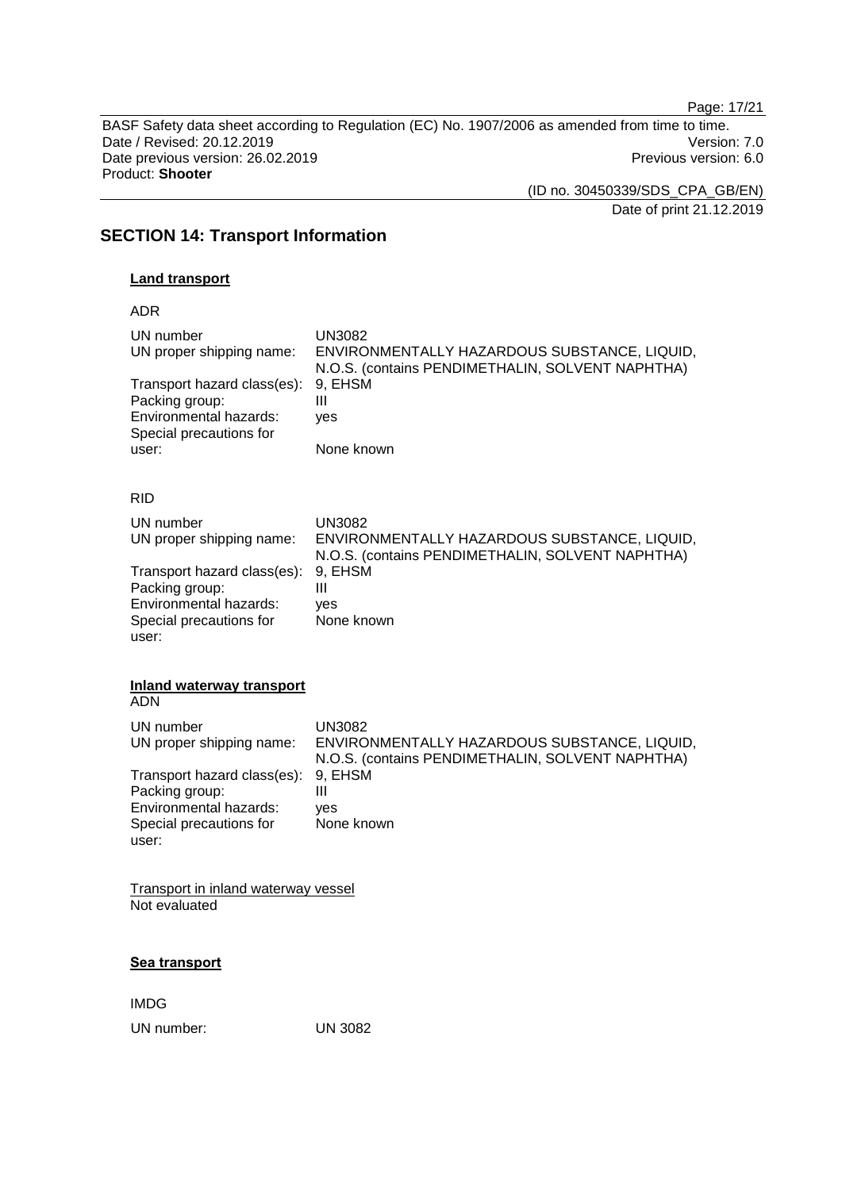## SECTION 14: Transport Information

**Land transport**

ADR

| | |
|---|---|
| UN number | UN3082 |
| UN proper shipping name: | ENVIRONMENTALLY HAZARDOUS SUBSTANCE, LIQUID, N.O.S. (contains PENDIMETHALIN, SOLVENT NAPHTHA) |
| Transport hazard class(es): | 9, EHSM |
| Packing group: | III |
| Environmental hazards: | yes |
| Special precautions for user: | None known |

RID

| | |
|---|---|
| UN number | UN3082 |
| UN proper shipping name: | ENVIRONMENTALLY HAZARDOUS SUBSTANCE, LIQUID, N.O.S. (contains PENDIMETHALIN, SOLVENT NAPHTHA) |
| Transport hazard class(es): | 9, EHSM |
| Packing group: | III |
| Environmental hazards: | yes |
| Special precautions for user: | None known |

**Inland waterway transport**

ADN

| | |
|---|---|
| UN number | UN3082 |
| UN proper shipping name: | ENVIRONMENTALLY HAZARDOUS SUBSTANCE, LIQUID, N.O.S. (contains PENDIMETHALIN, SOLVENT NAPHTHA) |
| Transport hazard class(es): | 9, EHSM |
| Packing group: | III |
| Environmental hazards: | yes |
| Special precautions for user: | None known |

Transport in inland waterway vessel
Not evaluated

**Sea transport**

IMDG

| | |
|---|---|
| UN number: | UN 3082 |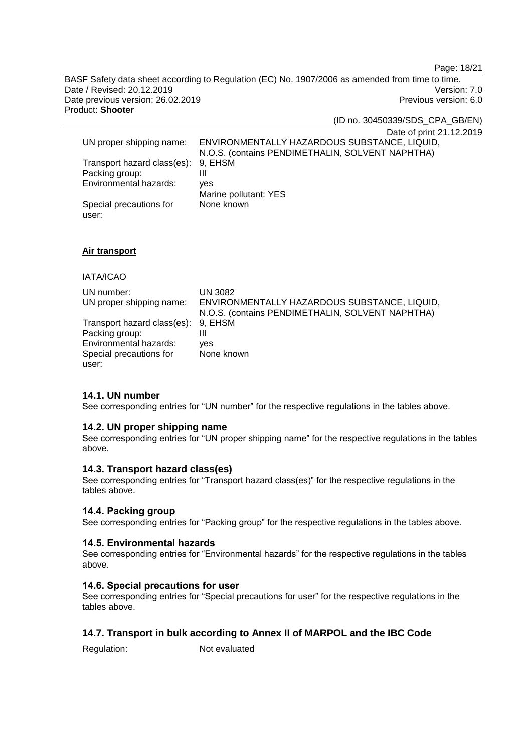| | |
|---|---|
| UN proper shipping name: | ENVIRONMENTALLY HAZARDOUS SUBSTANCE, LIQUID, N.O.S. (contains PENDIMETHALIN, SOLVENT NAPHTHA) |
| Transport hazard class(es): | 9, EHSM |
| Packing group: | III |
| Environmental hazards: | yes<br>Marine pollutant: YES |
| Special precautions for user: | None known |

**Air transport**

IATA/ICAO

| | |
|---|---|
| UN number: | UN 3082 |
| UN proper shipping name: | ENVIRONMENTALLY HAZARDOUS SUBSTANCE, LIQUID, N.O.S. (contains PENDIMETHALIN, SOLVENT NAPHTHA) |
| Transport hazard class(es): | 9, EHSM |
| Packing group: | III |
| Environmental hazards: | yes |
| Special precautions for user: | None known |

### 14.1. UN number

See corresponding entries for "UN number" for the respective regulations in the tables above.

### 14.2. UN proper shipping name

See corresponding entries for "UN proper shipping name" for the respective regulations in the tables above.

### 14.3. Transport hazard class(es)

See corresponding entries for "Transport hazard class(es)" for the respective regulations in the tables above.

### 14.4. Packing group

See corresponding entries for "Packing group" for the respective regulations in the tables above.

### 14.5. Environmental hazards

See corresponding entries for "Environmental hazards" for the respective regulations in the tables above.

### 14.6. Special precautions for user

See corresponding entries for "Special precautions for user" for the respective regulations in the tables above.

### 14.7. Transport in bulk according to Annex II of MARPOL and the IBC Code

Regulation: Not evaluated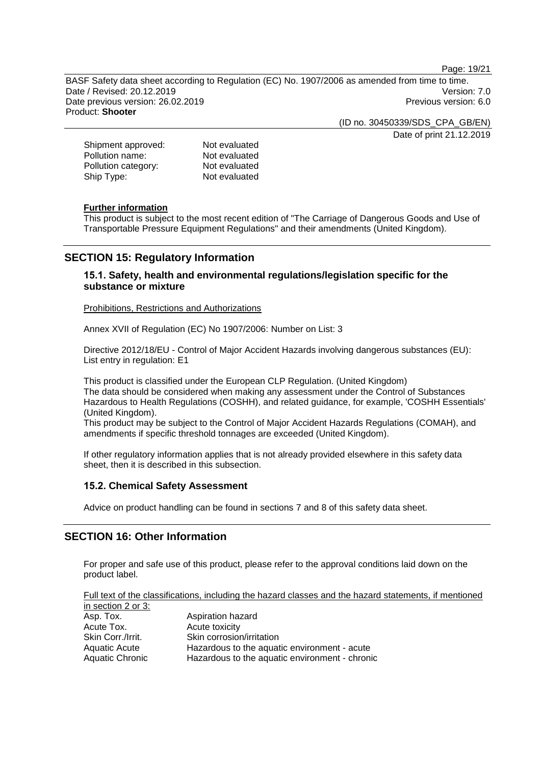| | |
|---|---|
| Shipment approved: | Not evaluated |
| Pollution name: | Not evaluated |
| Pollution category: | Not evaluated |
| Ship Type: | Not evaluated |

**Further information**

This product is subject to the most recent edition of "The Carriage of Dangerous Goods and Use of Transportable Pressure Equipment Regulations" and their amendments (United Kingdom).

## SECTION 15: Regulatory Information

### 15.1. Safety, health and environmental regulations/legislation specific for the substance or mixture

Prohibitions, Restrictions and Authorizations

Annex XVII of Regulation (EC) No 1907/2006: Number on List: 3

Directive 2012/18/EU - Control of Major Accident Hazards involving dangerous substances (EU): List entry in regulation: E1

This product is classified under the European CLP Regulation. (United Kingdom)
The data should be considered when making any assessment under the Control of Substances Hazardous to Health Regulations (COSHH), and related guidance, for example, 'COSHH Essentials' (United Kingdom).
This product may be subject to the Control of Major Accident Hazards Regulations (COMAH), and amendments if specific threshold tonnages are exceeded (United Kingdom).

If other regulatory information applies that is not already provided elsewhere in this safety data sheet, then it is described in this subsection.

### 15.2. Chemical Safety Assessment

Advice on product handling can be found in sections 7 and 8 of this safety data sheet.

## SECTION 16: Other Information

For proper and safe use of this product, please refer to the approval conditions laid down on the product label.

Full text of the classifications, including the hazard classes and the hazard statements, if mentioned in section 2 or 3:

| | |
|---|---|
| Asp. Tox. | Aspiration hazard |
| Acute Tox. | Acute toxicity |
| Skin Corr./Irrit. | Skin corrosion/irritation |
| Aquatic Acute | Hazardous to the aquatic environment - acute |
| Aquatic Chronic | Hazardous to the aquatic environment - chronic |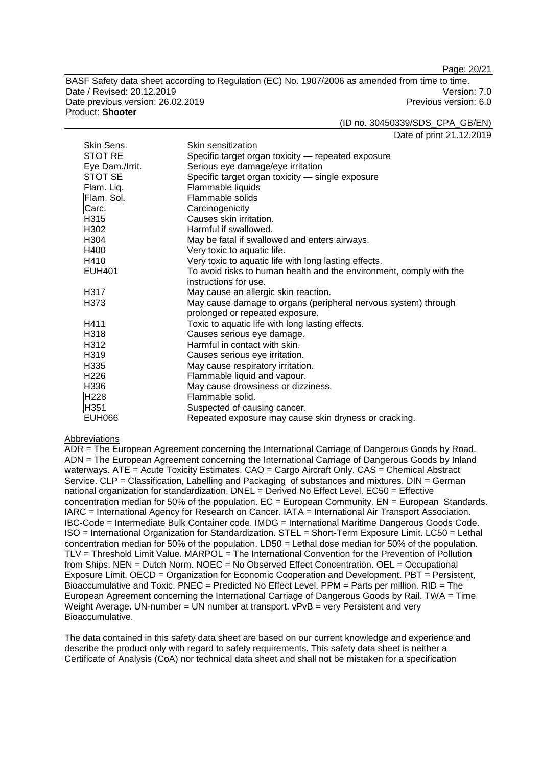| | |
|---|---|
| Skin Sens. | Skin sensitization |
| STOT RE | Specific target organ toxicity — repeated exposure |
| Eye Dam./Irrit. | Serious eye damage/eye irritation |
| STOT SE | Specific target organ toxicity — single exposure |
| Flam. Liq. | Flammable liquids |
| Flam. Sol. | Flammable solids |
| Carc. | Carcinogenicity |
| H315 | Causes skin irritation. |
| H302 | Harmful if swallowed. |
| H304 | May be fatal if swallowed and enters airways. |
| H400 | Very toxic to aquatic life. |
| H410 | Very toxic to aquatic life with long lasting effects. |
| EUH401 | To avoid risks to human health and the environment, comply with the instructions for use. |
| H317 | May cause an allergic skin reaction. |
| H373 | May cause damage to organs (peripheral nervous system) through prolonged or repeated exposure. |
| H411 | Toxic to aquatic life with long lasting effects. |
| H318 | Causes serious eye damage. |
| H312 | Harmful in contact with skin. |
| H319 | Causes serious eye irritation. |
| H335 | May cause respiratory irritation. |
| H226 | Flammable liquid and vapour. |
| H336 | May cause drowsiness or dizziness. |
| H228 | Flammable solid. |
| H351 | Suspected of causing cancer. |
| EUH066 | Repeated exposure may cause skin dryness or cracking. |

Abbreviations

ADR = The European Agreement concerning the International Carriage of Dangerous Goods by Road. ADN = The European Agreement concerning the International Carriage of Dangerous Goods by Inland waterways. ATE = Acute Toxicity Estimates. CAO = Cargo Aircraft Only. CAS = Chemical Abstract Service. CLP = Classification, Labelling and Packaging of substances and mixtures. DIN = German national organization for standardization. DNEL = Derived No Effect Level. EC50 = Effective concentration median for 50% of the population. EC = European Community. EN = European Standards. IARC = International Agency for Research on Cancer. IATA = International Air Transport Association. IBC-Code = Intermediate Bulk Container code. IMDG = International Maritime Dangerous Goods Code. ISO = International Organization for Standardization. STEL = Short-Term Exposure Limit. LC50 = Lethal concentration median for 50% of the population. LD50 = Lethal dose median for 50% of the population. TLV = Threshold Limit Value. MARPOL = The International Convention for the Prevention of Pollution from Ships. NEN = Dutch Norm. NOEC = No Observed Effect Concentration. OEL = Occupational Exposure Limit. OECD = Organization for Economic Cooperation and Development. PBT = Persistent, Bioaccumulative and Toxic. PNEC = Predicted No Effect Level. PPM = Parts per million. RID = The European Agreement concerning the International Carriage of Dangerous Goods by Rail. TWA = Time Weight Average. UN-number = UN number at transport. vPvB = very Persistent and very Bioaccumulative.

The data contained in this safety data sheet are based on our current knowledge and experience and describe the product only with regard to safety requirements. This safety data sheet is neither a Certificate of Analysis (CoA) nor technical data sheet and shall not be mistaken for a specification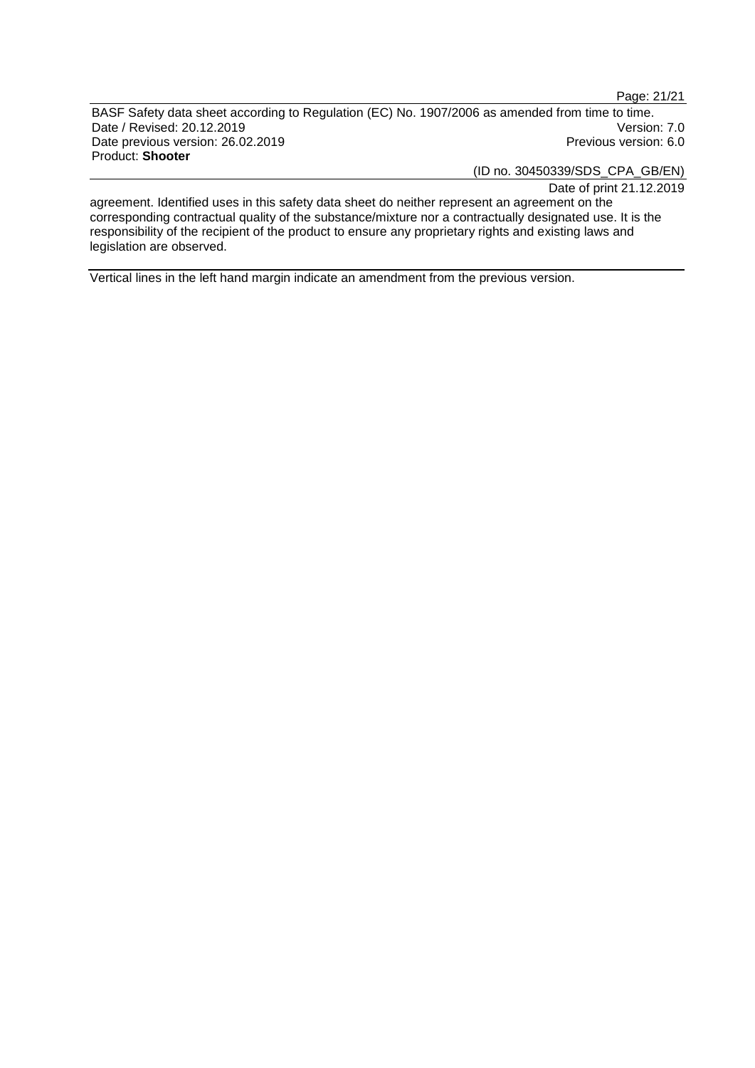agreement. Identified uses in this safety data sheet do neither represent an agreement on the corresponding contractual quality of the substance/mixture nor a contractually designated use. It is the responsibility of the recipient of the product to ensure any proprietary rights and existing laws and legislation are observed.

---

Vertical lines in the left hand margin indicate an amendment from the previous version.